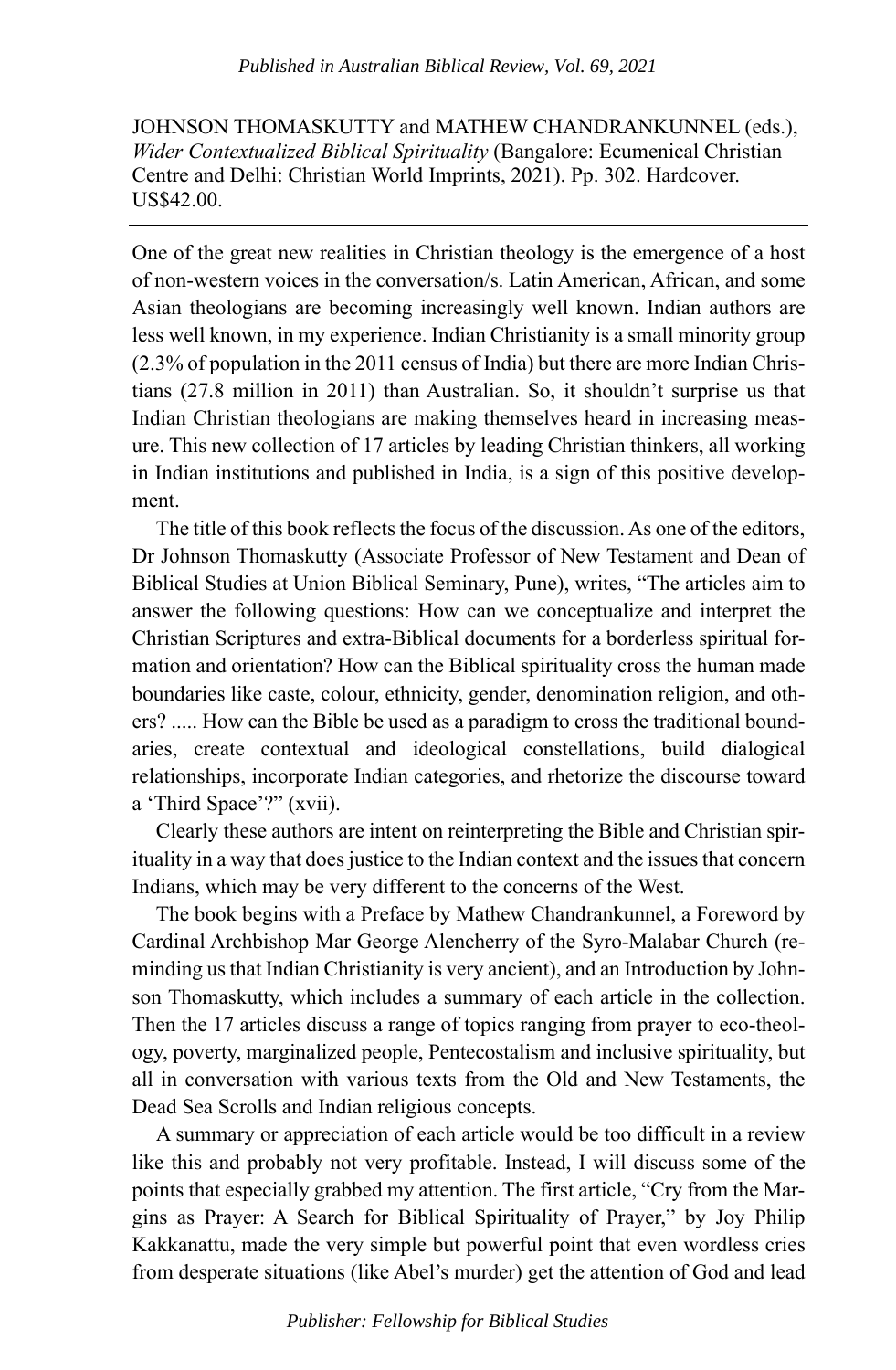JOHNSON THOMASKUTTY and MATHEW CHANDRANKUNNEL (eds.), *Wider Contextualized Biblical Spirituality* (Bangalore: Ecumenical Christian Centre and Delhi: Christian World Imprints, 2021). Pp. 302. Hardcover. US$42.00.

---

One of the great new realities in Christian theology is the emergence of a host of non-western voices in the conversation/s. Latin American, African, and some Asian theologians are becoming increasingly well known. Indian authors are less well known, in my experience. Indian Christianity is a small minority group (2.3% of population in the 2011 census of India) but there are more Indian Christians (27.8 million in 2011) than Australian. So, it shouldn't surprise us that Indian Christian theologians are making themselves heard in increasing measure. This new collection of 17 articles by leading Christian thinkers, all working in Indian institutions and published in India, is a sign of this positive development.

The title of this book reflects the focus of the discussion. As one of the editors, Dr Johnson Thomaskutty (Associate Professor of New Testament and Dean of Biblical Studies at Union Biblical Seminary, Pune), writes, "The articles aim to answer the following questions: How can we conceptualize and interpret the Christian Scriptures and extra-Biblical documents for a borderless spiritual formation and orientation? How can the Biblical spirituality cross the human made boundaries like caste, colour, ethnicity, gender, denomination religion, and others? ..... How can the Bible be used as a paradigm to cross the traditional boundaries, create contextual and ideological constellations, build dialogical relationships, incorporate Indian categories, and rhetorize the discourse toward a 'Third Space'?" (xvii).

Clearly these authors are intent on reinterpreting the Bible and Christian spirituality in a way that does justice to the Indian context and the issues that concern Indians, which may be very different to the concerns of the West.

The book begins with a Preface by Mathew Chandrankunnel, a Foreword by Cardinal Archbishop Mar George Alencherry of the Syro-Malabar Church (reminding us that Indian Christianity is very ancient), and an Introduction by Johnson Thomaskutty, which includes a summary of each article in the collection. Then the 17 articles discuss a range of topics ranging from prayer to eco-theology, poverty, marginalized people, Pentecostalism and inclusive spirituality, but all in conversation with various texts from the Old and New Testaments, the Dead Sea Scrolls and Indian religious concepts.

A summary or appreciation of each article would be too difficult in a review like this and probably not very profitable. Instead, I will discuss some of the points that especially grabbed my attention. The first article, "Cry from the Margins as Prayer: A Search for Biblical Spirituality of Prayer," by Joy Philip Kakkanattu, made the very simple but powerful point that even wordless cries from desperate situations (like Abel's murder) get the attention of God and lead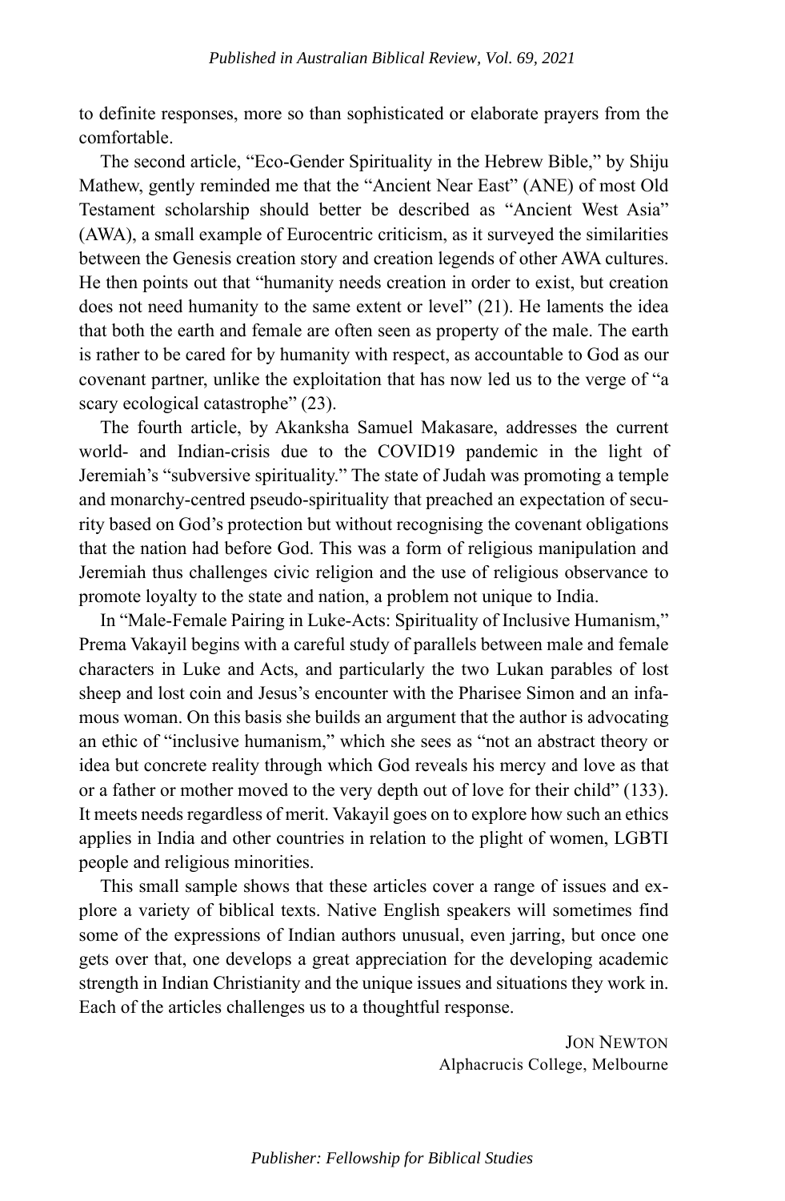to definite responses, more so than sophisticated or elaborate prayers from the comfortable.

The second article, "Eco-Gender Spirituality in the Hebrew Bible," by Shiju Mathew, gently reminded me that the "Ancient Near East" (ANE) of most Old Testament scholarship should better be described as "Ancient West Asia" (AWA), a small example of Eurocentric criticism, as it surveyed the similarities between the Genesis creation story and creation legends of other AWA cultures. He then points out that "humanity needs creation in order to exist, but creation does not need humanity to the same extent or level" (21). He laments the idea that both the earth and female are often seen as property of the male. The earth is rather to be cared for by humanity with respect, as accountable to God as our covenant partner, unlike the exploitation that has now led us to the verge of "a scary ecological catastrophe" (23).

The fourth article, by Akanksha Samuel Makasare, addresses the current world- and Indian-crisis due to the COVID19 pandemic in the light of Jeremiah's "subversive spirituality." The state of Judah was promoting a temple and monarchy-centred pseudo-spirituality that preached an expectation of security based on God's protection but without recognising the covenant obligations that the nation had before God. This was a form of religious manipulation and Jeremiah thus challenges civic religion and the use of religious observance to promote loyalty to the state and nation, a problem not unique to India.

In "Male-Female Pairing in Luke-Acts: Spirituality of Inclusive Humanism," Prema Vakayil begins with a careful study of parallels between male and female characters in Luke and Acts, and particularly the two Lukan parables of lost sheep and lost coin and Jesus's encounter with the Pharisee Simon and an infamous woman. On this basis she builds an argument that the author is advocating an ethic of "inclusive humanism," which she sees as "not an abstract theory or idea but concrete reality through which God reveals his mercy and love as that or a father or mother moved to the very depth out of love for their child" (133). It meets needs regardless of merit. Vakayil goes on to explore how such an ethics applies in India and other countries in relation to the plight of women, LGBTI people and religious minorities.

This small sample shows that these articles cover a range of issues and explore a variety of biblical texts. Native English speakers will sometimes find some of the expressions of Indian authors unusual, even jarring, but once one gets over that, one develops a great appreciation for the developing academic strength in Indian Christianity and the unique issues and situations they work in. Each of the articles challenges us to a thoughtful response.

JON NEWTON
Alphacrucis College, Melbourne